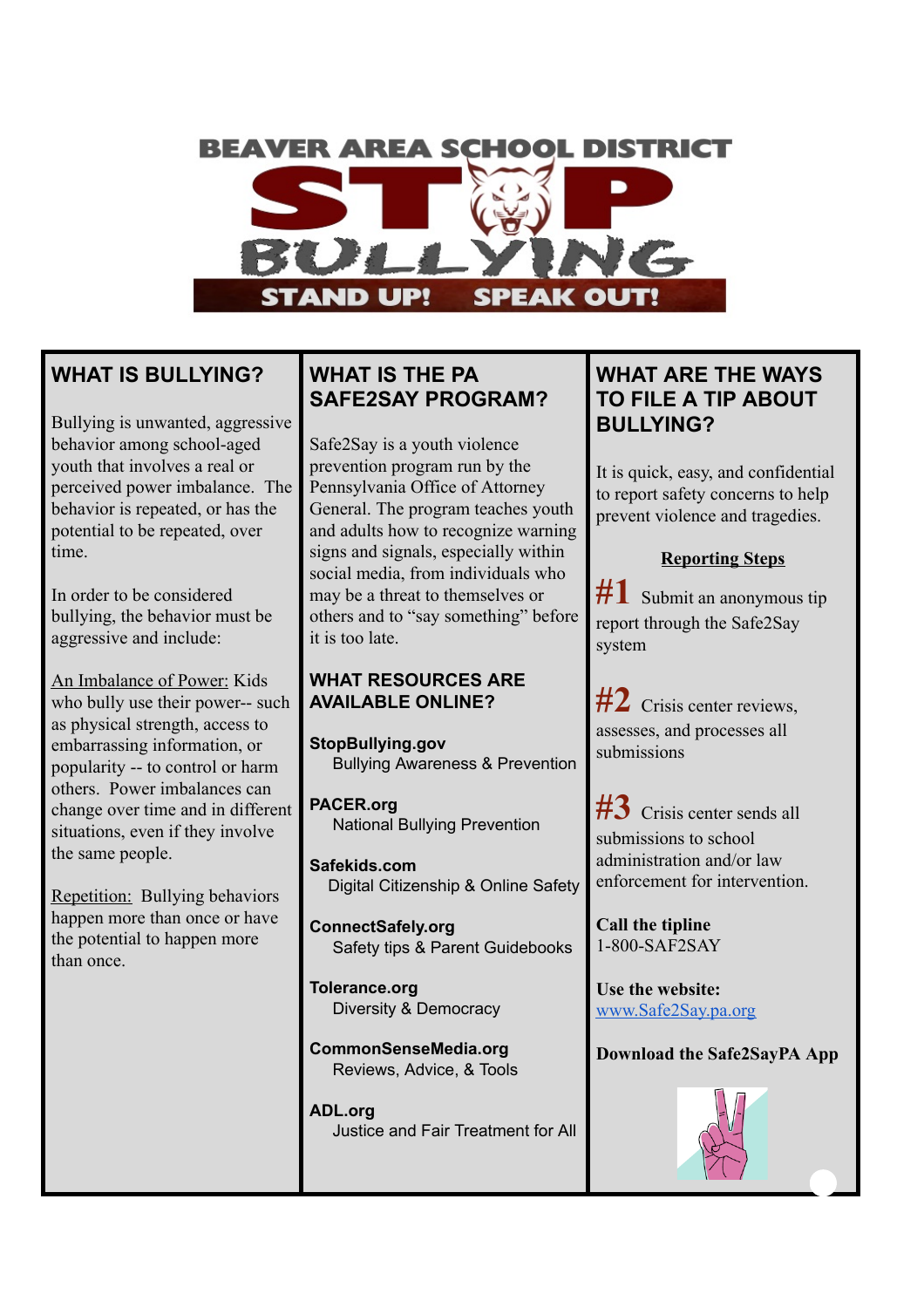# BEAVER AREA SCHOOL DISTRICT

# STOP BULLYING

**STAND UP! SPEAK OUT!**

## WHAT IS BULLYING?

Bullying is unwanted, aggressive behavior among school-aged youth that involves a real or perceived power imbalance. The behavior is repeated, or has the potential to be repeated, over time.

In order to be considered bullying, the behavior must be aggressive and include:

An Imbalance of Power: Kids who bully use their power-- such as physical strength, access to embarrassing information, or popularity -- to control or harm others. Power imbalances can change over time and in different situations, even if they involve the same people.

Repetition: Bullying behaviors happen more than once or have the potential to happen more than once.

## WHAT IS THE PA SAFE2SAY PROGRAM?

Safe2Say is a youth violence prevention program run by the Pennsylvania Office of Attorney General. The program teaches youth and adults how to recognize warning signs and signals, especially within social media, from individuals who may be a threat to themselves or others and to "say something" before it is too late.

## WHAT RESOURCES ARE AVAILABLE ONLINE?

**StopBullying.gov**
Bullying Awareness & Prevention

**PACER.org**
National Bullying Prevention

**Safekids.com**
Digital Citizenship & Online Safety

**ConnectSafely.org**
Safety tips & Parent Guidebooks

**Tolerance.org**
Diversity & Democracy

**CommonSenseMedia.org**
Reviews, Advice, & Tools

**ADL.org**
Justice and Fair Treatment for All

## WHAT ARE THE WAYS TO FILE A TIP ABOUT BULLYING?

It is quick, easy, and confidential to report safety concerns to help prevent violence and tragedies.

**Reporting Steps**

**#1** Submit an anonymous tip report through the Safe2Say system

**#2** Crisis center reviews, assesses, and processes all submissions

**#3** Crisis center sends all submissions to school administration and/or law enforcement for intervention.

**Call the tipline**
1-800-SAF2SAY

**Use the website:**
www.Safe2Say.pa.org

**Download the Safe2SayPA App**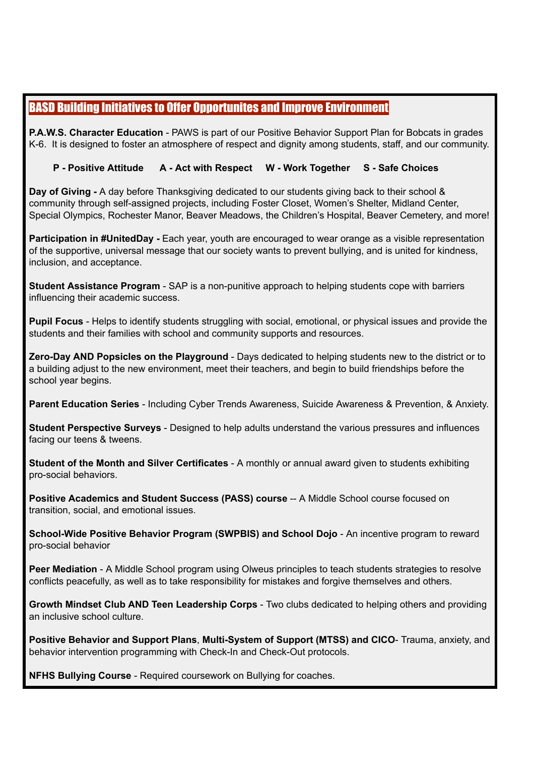## BASD Building Initiatives to Offer Opportunites and Improve Environment

**P.A.W.S. Character Education** - PAWS is part of our Positive Behavior Support Plan for Bobcats in grades K-6. It is designed to foster an atmosphere of respect and dignity among students, staff, and our community.

**P - Positive Attitude  A - Act with Respect  W - Work Together  S - Safe Choices**

**Day of Giving -** A day before Thanksgiving dedicated to our students giving back to their school & community through self-assigned projects, including Foster Closet, Women's Shelter, Midland Center, Special Olympics, Rochester Manor, Beaver Meadows, the Children's Hospital, Beaver Cemetery, and more!

**Participation in #UnitedDay -** Each year, youth are encouraged to wear orange as a visible representation of the supportive, universal message that our society wants to prevent bullying, and is united for kindness, inclusion, and acceptance.

**Student Assistance Program** - SAP is a non-punitive approach to helping students cope with barriers influencing their academic success.

**Pupil Focus** - Helps to identify students struggling with social, emotional, or physical issues and provide the students and their families with school and community supports and resources.

**Zero-Day AND Popsicles on the Playground** - Days dedicated to helping students new to the district or to a building adjust to the new environment, meet their teachers, and begin to build friendships before the school year begins.

**Parent Education Series** - Including Cyber Trends Awareness, Suicide Awareness & Prevention, & Anxiety.

**Student Perspective Surveys** - Designed to help adults understand the various pressures and influences facing our teens & tweens.

**Student of the Month and Silver Certificates** - A monthly or annual award given to students exhibiting pro-social behaviors.

**Positive Academics and Student Success (PASS) course** -- A Middle School course focused on transition, social, and emotional issues.

**School-Wide Positive Behavior Program (SWPBIS) and School Dojo** - An incentive program to reward pro-social behavior

**Peer Mediation** - A Middle School program using Olweus principles to teach students strategies to resolve conflicts peacefully, as well as to take responsibility for mistakes and forgive themselves and others.

**Growth Mindset Club AND Teen Leadership Corps** - Two clubs dedicated to helping others and providing an inclusive school culture.

**Positive Behavior and Support Plans**, **Multi-System of Support (MTSS) and CICO**- Trauma, anxiety, and behavior intervention programming with Check-In and Check-Out protocols.

**NFHS Bullying Course** - Required coursework on Bullying for coaches.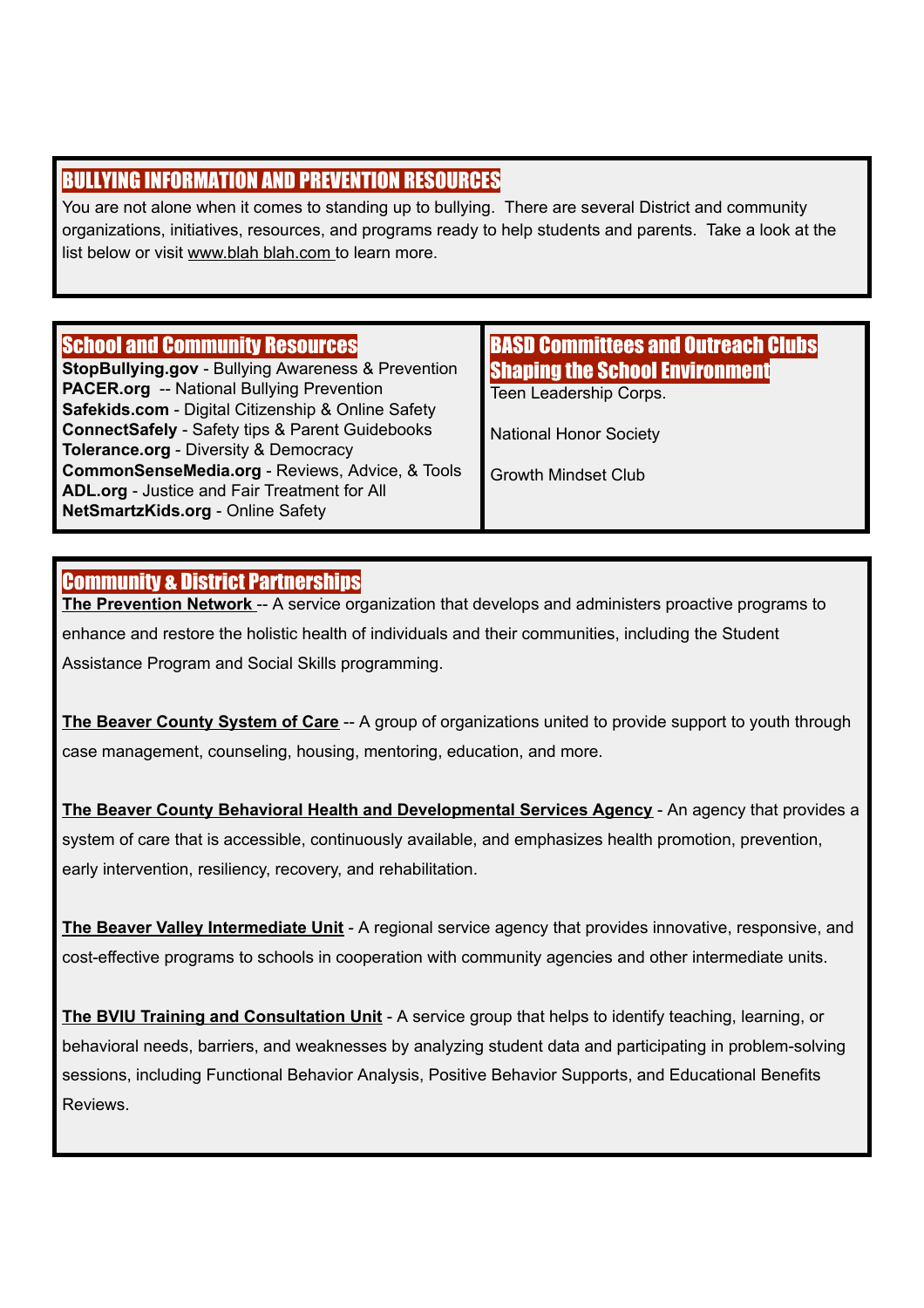## BULLYING INFORMATION AND PREVENTION RESOURCES

You are not alone when it comes to standing up to bullying. There are several District and community organizations, initiatives, resources, and programs ready to help students and parents. Take a look at the list below or visit www.blah blah.com to learn more.

## School and Community Resources

**StopBullying.gov** - Bullying Awareness & Prevention
**PACER.org** -- National Bullying Prevention
**Safekids.com** - Digital Citizenship & Online Safety
**ConnectSafely** - Safety tips & Parent Guidebooks
**Tolerance.org** - Diversity & Democracy
**CommonSenseMedia.org** - Reviews, Advice, & Tools
**ADL.org** - Justice and Fair Treatment for All
**NetSmartzKids.org** - Online Safety

## BASD Committees and Outreach Clubs Shaping the School Environment

Teen Leadership Corps.

National Honor Society

Growth Mindset Club

## Community & District Partnerships

**The Prevention Network** -- A service organization that develops and administers proactive programs to enhance and restore the holistic health of individuals and their communities, including the Student Assistance Program and Social Skills programming.

**The Beaver County System of Care** -- A group of organizations united to provide support to youth through case management, counseling, housing, mentoring, education, and more.

**The Beaver County Behavioral Health and Developmental Services Agency** - An agency that provides a system of care that is accessible, continuously available, and emphasizes health promotion, prevention, early intervention, resiliency, recovery, and rehabilitation.

**The Beaver Valley Intermediate Unit** - A regional service agency that provides innovative, responsive, and cost-effective programs to schools in cooperation with community agencies and other intermediate units.

**The BVIU Training and Consultation Unit** - A service group that helps to identify teaching, learning, or behavioral needs, barriers, and weaknesses by analyzing student data and participating in problem-solving sessions, including Functional Behavior Analysis, Positive Behavior Supports, and Educational Benefits Reviews.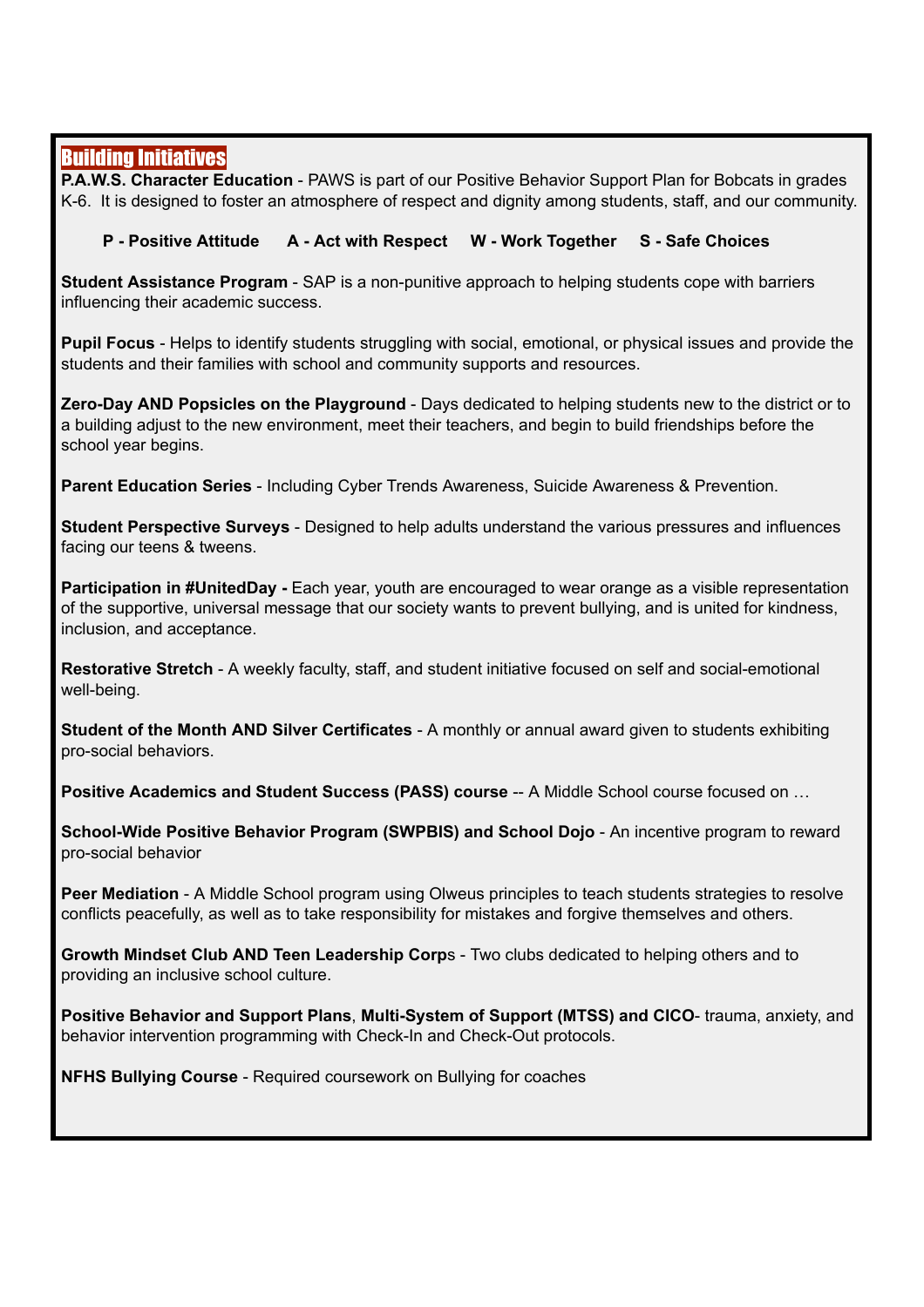## Building Initiatives

**P.A.W.S. Character Education** - PAWS is part of our Positive Behavior Support Plan for Bobcats in grades K-6. It is designed to foster an atmosphere of respect and dignity among students, staff, and our community.

**P - Positive Attitude** **A - Act with Respect** **W - Work Together** **S - Safe Choices**

**Student Assistance Program** - SAP is a non-punitive approach to helping students cope with barriers influencing their academic success.

**Pupil Focus** - Helps to identify students struggling with social, emotional, or physical issues and provide the students and their families with school and community supports and resources.

**Zero-Day AND Popsicles on the Playground** - Days dedicated to helping students new to the district or to a building adjust to the new environment, meet their teachers, and begin to build friendships before the school year begins.

**Parent Education Series** - Including Cyber Trends Awareness, Suicide Awareness & Prevention.

**Student Perspective Surveys** - Designed to help adults understand the various pressures and influences facing our teens & tweens.

**Participation in #UnitedDay -** Each year, youth are encouraged to wear orange as a visible representation of the supportive, universal message that our society wants to prevent bullying, and is united for kindness, inclusion, and acceptance.

**Restorative Stretch** - A weekly faculty, staff, and student initiative focused on self and social-emotional well-being.

**Student of the Month AND Silver Certificates** - A monthly or annual award given to students exhibiting pro-social behaviors.

**Positive Academics and Student Success (PASS) course** -- A Middle School course focused on …

**School-Wide Positive Behavior Program (SWPBIS) and School Dojo** - An incentive program to reward pro-social behavior

**Peer Mediation** - A Middle School program using Olweus principles to teach students strategies to resolve conflicts peacefully, as well as to take responsibility for mistakes and forgive themselves and others.

**Growth Mindset Club AND Teen Leadership Corp**s - Two clubs dedicated to helping others and to providing an inclusive school culture.

**Positive Behavior and Support Plans**, **Multi-System of Support (MTSS) and CICO**- trauma, anxiety, and behavior intervention programming with Check-In and Check-Out protocols.

**NFHS Bullying Course** - Required coursework on Bullying for coaches